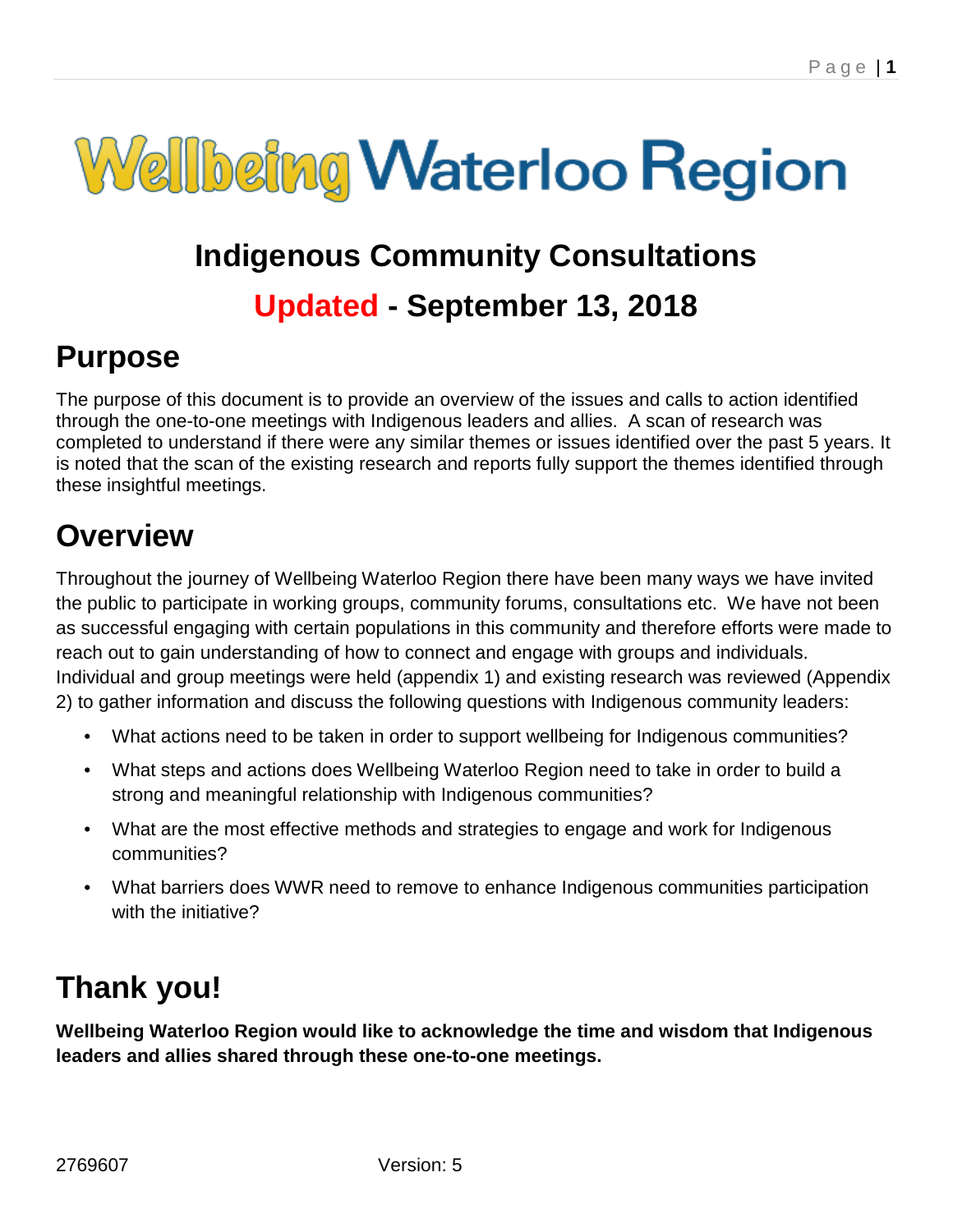# Wellbeing Waterloo Region

## Indigenous Community Consultations

## Updated - September 13, 2018

# Purpose

The purpose of this document is to provide an overview of the issues and calls to action identified through the one-to-one meetings with Indigenous leaders and allies. A scan of research was completed to understand if there were any similar themes or issues identified over the past 5 years. It is noted that the scan of the existing research and reports fully support the themes identified through these insightful meetings.

# Overview

Throughout the journey of Wellbeing Waterloo Region there have been many ways we have invited the public to participate in working groups, community forums, consultations etc. We have not been as successful engaging with certain populations in this community and therefore efforts were made to reach out to gain understanding of how to connect and engage with groups and individuals. Individual and group meetings were held (appendix 1) and existing research was reviewed (Appendix 2) to gather information and discuss the following questions with Indigenous community leaders:

- What actions need to be taken in order to support wellbeing for Indigenous communities?
- What steps and actions does Wellbeing Waterloo Region need to take in order to build a strong and meaningful relationship with Indigenous communities?
- What are the most effective methods and strategies to engage and work for Indigenous communities?
- What barriers does WWR need to remove to enhance Indigenous communities participation with the initiative?

# Thank you!

**Wellbeing Waterloo Region would like to acknowledge the time and wisdom that Indigenous leaders and allies shared through these one-to-one meetings.**

2769607 Version: 5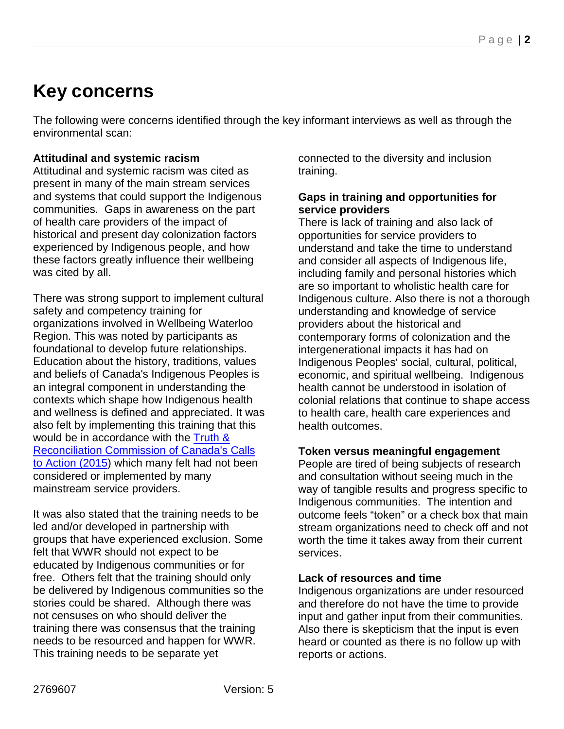# Key concerns

The following were concerns identified through the key informant interviews as well as through the environmental scan:

**Attitudinal and systemic racism**
Attitudinal and systemic racism was cited as present in many of the main stream services and systems that could support the Indigenous communities. Gaps in awareness on the part of health care providers of the impact of historical and present day colonization factors experienced by Indigenous people, and how these factors greatly influence their wellbeing was cited by all.

There was strong support to implement cultural safety and competency training for organizations involved in Wellbeing Waterloo Region. This was noted by participants as foundational to develop future relationships. Education about the history, traditions, values and beliefs of Canada's Indigenous Peoples is an integral component in understanding the contexts which shape how Indigenous health and wellness is defined and appreciated. It was also felt by implementing this training that this would be in accordance with the Truth & Reconciliation Commission of Canada's Calls to Action (2015) which many felt had not been considered or implemented by many mainstream service providers.

It was also stated that the training needs to be led and/or developed in partnership with groups that have experienced exclusion. Some felt that WWR should not expect to be educated by Indigenous communities or for free. Others felt that the training should only be delivered by Indigenous communities so the stories could be shared. Although there was not censuses on who should deliver the training there was consensus that the training needs to be resourced and happen for WWR. This training needs to be separate yet connected to the diversity and inclusion training.

**Gaps in training and opportunities for service providers**
There is lack of training and also lack of opportunities for service providers to understand and take the time to understand and consider all aspects of Indigenous life, including family and personal histories which are so important to wholistic health care for Indigenous culture. Also there is not a thorough understanding and knowledge of service providers about the historical and contemporary forms of colonization and the intergenerational impacts it has had on Indigenous Peoples' social, cultural, political, economic, and spiritual wellbeing. Indigenous health cannot be understood in isolation of colonial relations that continue to shape access to health care, health care experiences and health outcomes.

**Token versus meaningful engagement**
People are tired of being subjects of research and consultation without seeing much in the way of tangible results and progress specific to Indigenous communities. The intention and outcome feels "token" or a check box that main stream organizations need to check off and not worth the time it takes away from their current services.

**Lack of resources and time**
Indigenous organizations are under resourced and therefore do not have the time to provide input and gather input from their communities. Also there is skepticism that the input is even heard or counted as there is no follow up with reports or actions.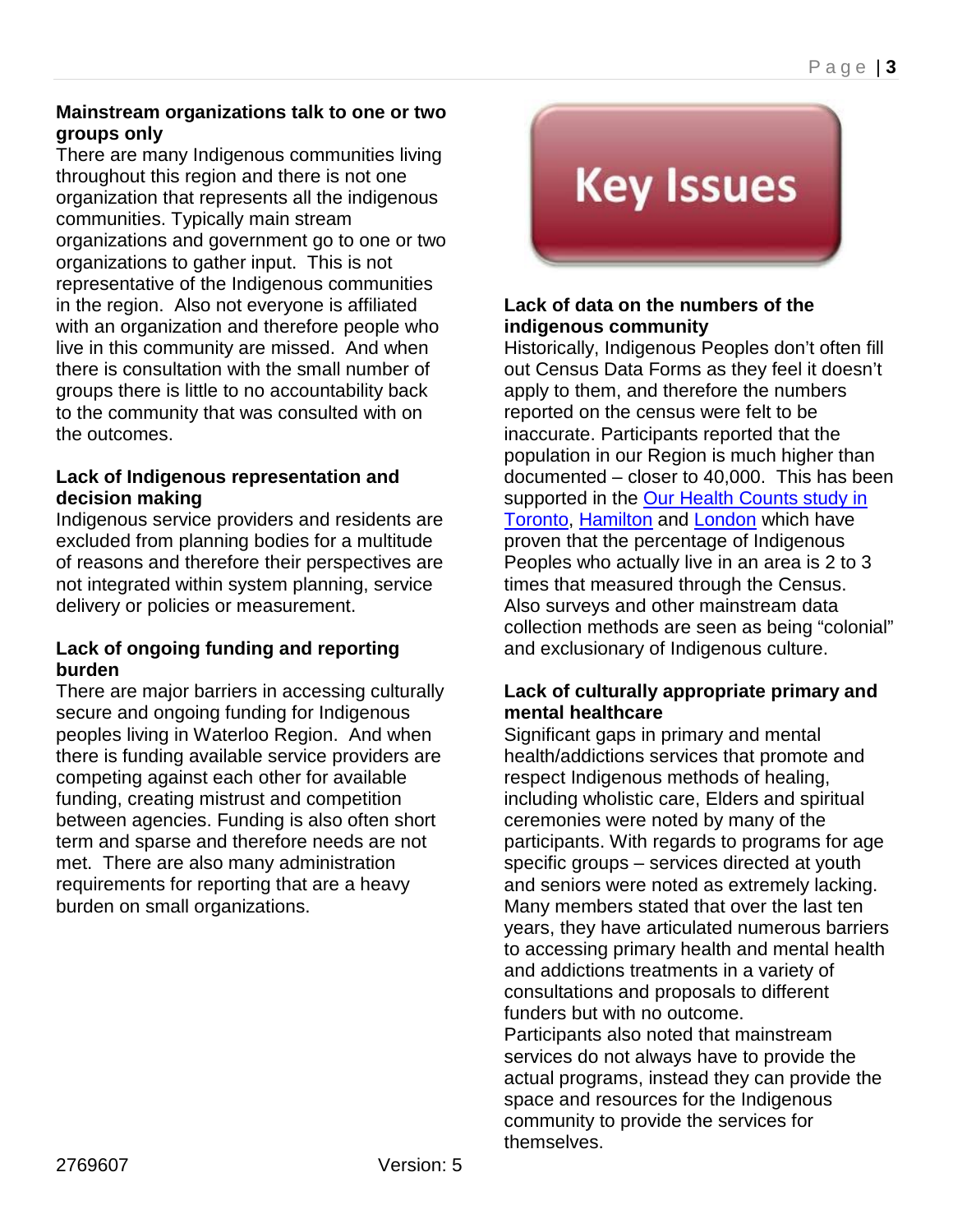## Key Issues

**Mainstream organizations talk to one or two groups only**

There are many Indigenous communities living throughout this region and there is not one organization that represents all the indigenous communities. Typically main stream organizations and government go to one or two organizations to gather input. This is not representative of the Indigenous communities in the region. Also not everyone is affiliated with an organization and therefore people who live in this community are missed. And when there is consultation with the small number of groups there is little to no accountability back to the community that was consulted with on the outcomes.

**Lack of Indigenous representation and decision making**

Indigenous service providers and residents are excluded from planning bodies for a multitude of reasons and therefore their perspectives are not integrated within system planning, service delivery or policies or measurement.

**Lack of ongoing funding and reporting burden**

There are major barriers in accessing culturally secure and ongoing funding for Indigenous peoples living in Waterloo Region. And when there is funding available service providers are competing against each other for available funding, creating mistrust and competition between agencies. Funding is also often short term and sparse and therefore needs are not met. There are also many administration requirements for reporting that are a heavy burden on small organizations.

**Lack of data on the numbers of the indigenous community**

Historically, Indigenous Peoples don't often fill out Census Data Forms as they feel it doesn't apply to them, and therefore the numbers reported on the census were felt to be inaccurate. Participants reported that the population in our Region is much higher than documented – closer to 40,000. This has been supported in the Our Health Counts study in Toronto, Hamilton and London which have proven that the percentage of Indigenous Peoples who actually live in an area is 2 to 3 times that measured through the Census. Also surveys and other mainstream data collection methods are seen as being "colonial" and exclusionary of Indigenous culture.

**Lack of culturally appropriate primary and mental healthcare**

Significant gaps in primary and mental health/addictions services that promote and respect Indigenous methods of healing, including wholistic care, Elders and spiritual ceremonies were noted by many of the participants. With regards to programs for age specific groups – services directed at youth and seniors were noted as extremely lacking. Many members stated that over the last ten years, they have articulated numerous barriers to accessing primary health and mental health and addictions treatments in a variety of consultations and proposals to different funders but with no outcome.

Participants also noted that mainstream services do not always have to provide the actual programs, instead they can provide the space and resources for the Indigenous community to provide the services for themselves.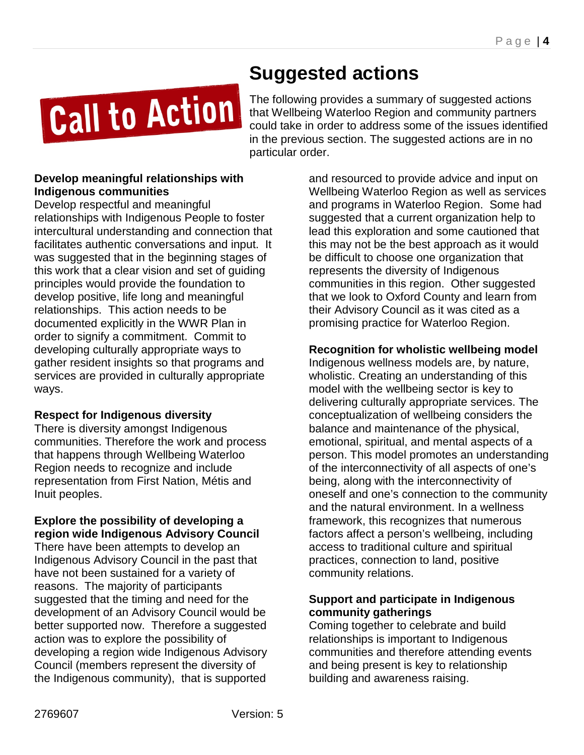Call to Action

# Suggested actions

The following provides a summary of suggested actions that Wellbeing Waterloo Region and community partners could take in order to address some of the issues identified in the previous section. The suggested actions are in no particular order.

**Develop meaningful relationships with Indigenous communities**
Develop respectful and meaningful relationships with Indigenous People to foster intercultural understanding and connection that facilitates authentic conversations and input. It was suggested that in the beginning stages of this work that a clear vision and set of guiding principles would provide the foundation to develop positive, life long and meaningful relationships. This action needs to be documented explicitly in the WWR Plan in order to signify a commitment. Commit to developing culturally appropriate ways to gather resident insights so that programs and services are provided in culturally appropriate ways.

**Respect for Indigenous diversity**
There is diversity amongst Indigenous communities. Therefore the work and process that happens through Wellbeing Waterloo Region needs to recognize and include representation from First Nation, Métis and Inuit peoples.

**Explore the possibility of developing a region wide Indigenous Advisory Council**
There have been attempts to develop an Indigenous Advisory Council in the past that have not been sustained for a variety of reasons. The majority of participants suggested that the timing and need for the development of an Advisory Council would be better supported now. Therefore a suggested action was to explore the possibility of developing a region wide Indigenous Advisory Council (members represent the diversity of the Indigenous community), that is supported and resourced to provide advice and input on Wellbeing Waterloo Region as well as services and programs in Waterloo Region. Some had suggested that a current organization help to lead this exploration and some cautioned that this may not be the best approach as it would be difficult to choose one organization that represents the diversity of Indigenous communities in this region. Other suggested that we look to Oxford County and learn from their Advisory Council as it was cited as a promising practice for Waterloo Region.

**Recognition for wholistic wellbeing model**
Indigenous wellness models are, by nature, wholistic. Creating an understanding of this model with the wellbeing sector is key to delivering culturally appropriate services. The conceptualization of wellbeing considers the balance and maintenance of the physical, emotional, spiritual, and mental aspects of a person. This model promotes an understanding of the interconnectivity of all aspects of one's being, along with the interconnectivity of oneself and one's connection to the community and the natural environment. In a wellness framework, this recognizes that numerous factors affect a person's wellbeing, including access to traditional culture and spiritual practices, connection to land, positive community relations.

**Support and participate in Indigenous community gatherings**
Coming together to celebrate and build relationships is important to Indigenous communities and therefore attending events and being present is key to relationship building and awareness raising.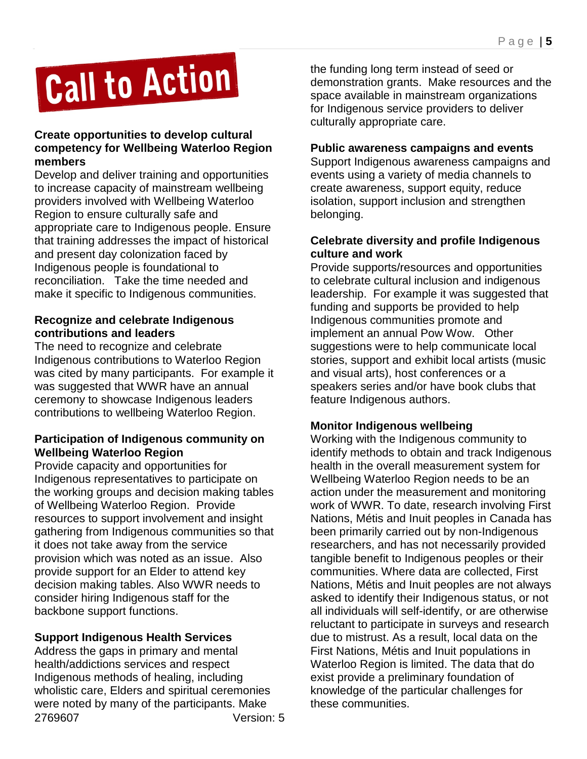# Call to Action

**Create opportunities to develop cultural competency for Wellbeing Waterloo Region members**

Develop and deliver training and opportunities to increase capacity of mainstream wellbeing providers involved with Wellbeing Waterloo Region to ensure culturally safe and appropriate care to Indigenous people. Ensure that training addresses the impact of historical and present day colonization faced by Indigenous people is foundational to reconciliation. Take the time needed and make it specific to Indigenous communities.

**Recognize and celebrate Indigenous contributions and leaders**

The need to recognize and celebrate Indigenous contributions to Waterloo Region was cited by many participants. For example it was suggested that WWR have an annual ceremony to showcase Indigenous leaders contributions to wellbeing Waterloo Region.

**Participation of Indigenous community on Wellbeing Waterloo Region**

Provide capacity and opportunities for Indigenous representatives to participate on the working groups and decision making tables of Wellbeing Waterloo Region. Provide resources to support involvement and insight gathering from Indigenous communities so that it does not take away from the service provision which was noted as an issue. Also provide support for an Elder to attend key decision making tables. Also WWR needs to consider hiring Indigenous staff for the backbone support functions.

**Support Indigenous Health Services**

Address the gaps in primary and mental health/addictions services and respect Indigenous methods of healing, including wholistic care, Elders and spiritual ceremonies were noted by many of the participants. Make the funding long term instead of seed or demonstration grants. Make resources and the space available in mainstream organizations for Indigenous service providers to deliver culturally appropriate care.

**Public awareness campaigns and events**

Support Indigenous awareness campaigns and events using a variety of media channels to create awareness, support equity, reduce isolation, support inclusion and strengthen belonging.

**Celebrate diversity and profile Indigenous culture and work**

Provide supports/resources and opportunities to celebrate cultural inclusion and indigenous leadership. For example it was suggested that funding and supports be provided to help Indigenous communities promote and implement an annual Pow Wow. Other suggestions were to help communicate local stories, support and exhibit local artists (music and visual arts), host conferences or a speakers series and/or have book clubs that feature Indigenous authors.

**Monitor Indigenous wellbeing**

Working with the Indigenous community to identify methods to obtain and track Indigenous health in the overall measurement system for Wellbeing Waterloo Region needs to be an action under the measurement and monitoring work of WWR. To date, research involving First Nations, Métis and Inuit peoples in Canada has been primarily carried out by non-Indigenous researchers, and has not necessarily provided tangible benefit to Indigenous peoples or their communities. Where data are collected, First Nations, Métis and Inuit peoples are not always asked to identify their Indigenous status, or not all individuals will self-identify, or are otherwise reluctant to participate in surveys and research due to mistrust. As a result, local data on the First Nations, Métis and Inuit populations in Waterloo Region is limited. The data that do exist provide a preliminary foundation of knowledge of the particular challenges for these communities.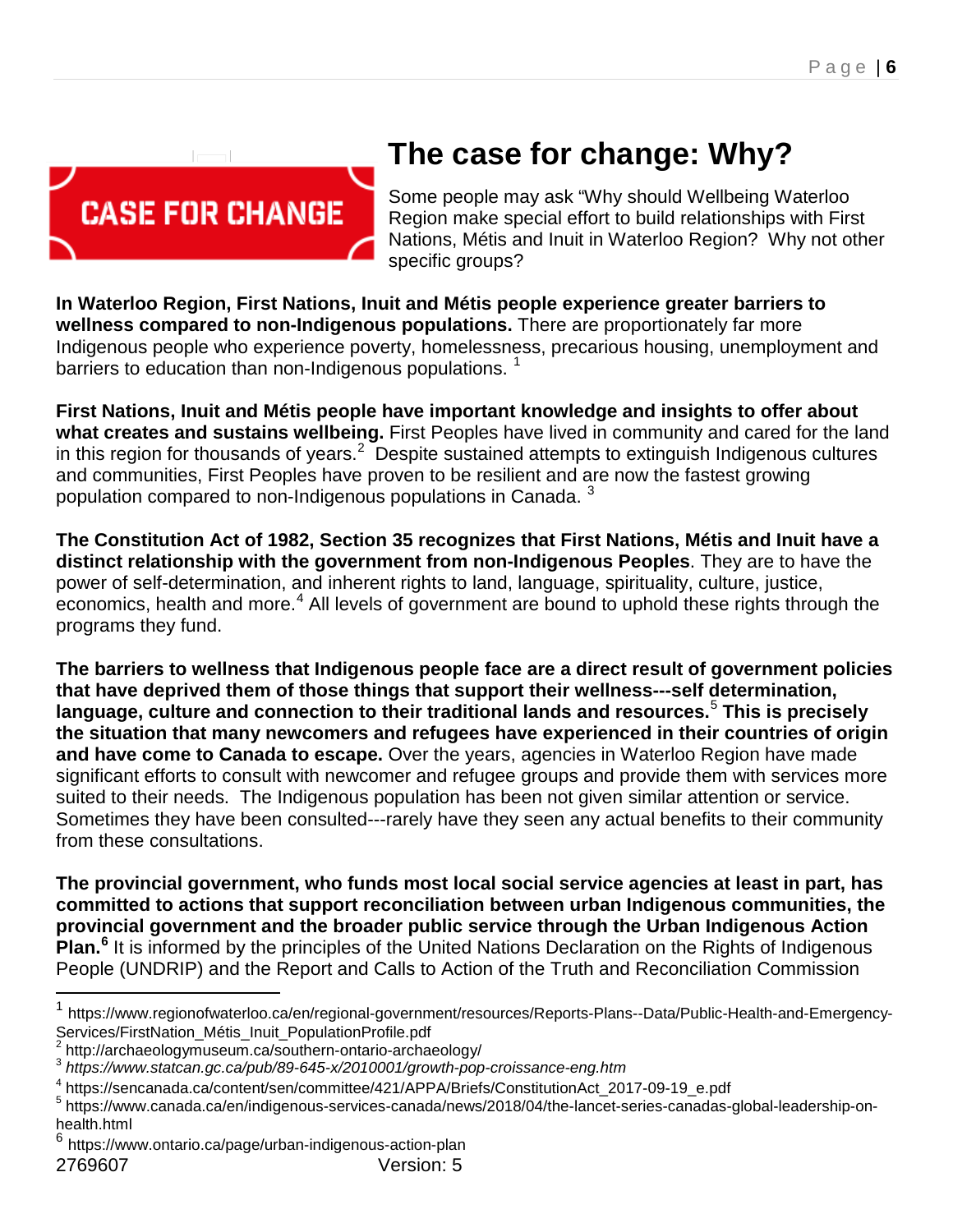CASE FOR CHANGE

# The case for change: Why?

Some people may ask "Why should Wellbeing Waterloo Region make special effort to build relationships with First Nations, Métis and Inuit in Waterloo Region? Why not other specific groups?

**In Waterloo Region, First Nations, Inuit and Métis people experience greater barriers to wellness compared to non-Indigenous populations.** There are proportionately far more Indigenous people who experience poverty, homelessness, precarious housing, unemployment and barriers to education than non-Indigenous populations. [1]

**First Nations, Inuit and Métis people have important knowledge and insights to offer about what creates and sustains wellbeing.** First Peoples have lived in community and cared for the land in this region for thousands of years.[2] Despite sustained attempts to extinguish Indigenous cultures and communities, First Peoples have proven to be resilient and are now the fastest growing population compared to non-Indigenous populations in Canada. [3]

**The Constitution Act of 1982, Section 35 recognizes that First Nations, Métis and Inuit have a distinct relationship with the government from non-Indigenous Peoples**. They are to have the power of self-determination, and inherent rights to land, language, spirituality, culture, justice, economics, health and more.[4] All levels of government are bound to uphold these rights through the programs they fund.

**The barriers to wellness that Indigenous people face are a direct result of government policies that have deprived them of those things that support their wellness---self determination, language, culture and connection to their traditional lands and resources.**[5] **This is precisely the situation that many newcomers and refugees have experienced in their countries of origin and have come to Canada to escape.** Over the years, agencies in Waterloo Region have made significant efforts to consult with newcomer and refugee groups and provide them with services more suited to their needs. The Indigenous population has been not given similar attention or service. Sometimes they have been consulted---rarely have they seen any actual benefits to their community from these consultations.

**The provincial government, who funds most local social service agencies at least in part, has committed to actions that support reconciliation between urban Indigenous communities, the provincial government and the broader public service through the Urban Indigenous Action Plan.**[6] It is informed by the principles of the United Nations Declaration on the Rights of Indigenous People (UNDRIP) and the Report and Calls to Action of the Truth and Reconciliation Commission

---

[1] https://www.regionofwaterloo.ca/en/regional-government/resources/Reports-Plans--Data/Public-Health-and-Emergency-Services/FirstNation_Métis_Inuit_PopulationProfile.pdf

[2] http://archaeologymuseum.ca/southern-ontario-archaeology/

[3] *https://www.statcan.gc.ca/pub/89-645-x/2010001/growth-pop-croissance-eng.htm*

[4] https://sencanada.ca/content/sen/committee/421/APPA/Briefs/ConstitutionAct_2017-09-19_e.pdf

[5] https://www.canada.ca/en/indigenous-services-canada/news/2018/04/the-lancet-series-canadas-global-leadership-on-health.html

[6] https://www.ontario.ca/page/urban-indigenous-action-plan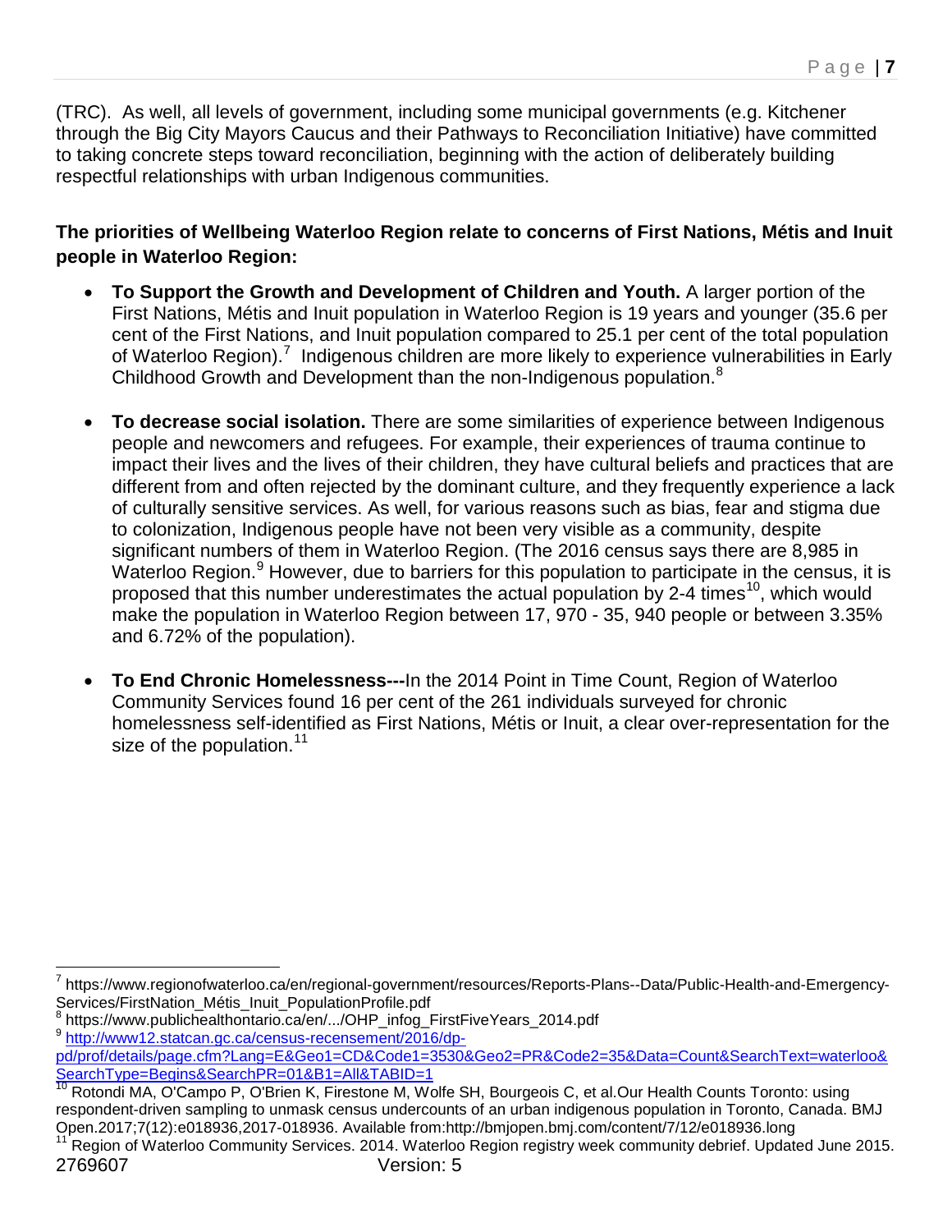(TRC). As well, all levels of government, including some municipal governments (e.g. Kitchener through the Big City Mayors Caucus and their Pathways to Reconciliation Initiative) have committed to taking concrete steps toward reconciliation, beginning with the action of deliberately building respectful relationships with urban Indigenous communities.

**The priorities of Wellbeing Waterloo Region relate to concerns of First Nations, Métis and Inuit people in Waterloo Region:**

- **To Support the Growth and Development of Children and Youth.** A larger portion of the First Nations, Métis and Inuit population in Waterloo Region is 19 years and younger (35.6 per cent of the First Nations, and Inuit population compared to 25.1 per cent of the total population of Waterloo Region).[7] Indigenous children are more likely to experience vulnerabilities in Early Childhood Growth and Development than the non-Indigenous population.[8]

- **To decrease social isolation.** There are some similarities of experience between Indigenous people and newcomers and refugees. For example, their experiences of trauma continue to impact their lives and the lives of their children, they have cultural beliefs and practices that are different from and often rejected by the dominant culture, and they frequently experience a lack of culturally sensitive services. As well, for various reasons such as bias, fear and stigma due to colonization, Indigenous people have not been very visible as a community, despite significant numbers of them in Waterloo Region. (The 2016 census says there are 8,985 in Waterloo Region.[9] However, due to barriers for this population to participate in the census, it is proposed that this number underestimates the actual population by 2-4 times[10], which would make the population in Waterloo Region between 17, 970 - 35, 940 people or between 3.35% and 6.72% of the population).

- **To End Chronic Homelessness---**In the 2014 Point in Time Count, Region of Waterloo Community Services found 16 per cent of the 261 individuals surveyed for chronic homelessness self-identified as First Nations, Métis or Inuit, a clear over-representation for the size of the population.[11]

---

[7] https://www.regionofwaterloo.ca/en/regional-government/resources/Reports-Plans--Data/Public-Health-and-Emergency-Services/FirstNation_Métis_Inuit_PopulationProfile.pdf

[8] https://www.publichealthontario.ca/en/.../OHP_infog_FirstFiveYears_2014.pdf

[9] http://www12.statcan.gc.ca/census-recensement/2016/dp-pd/prof/details/page.cfm?Lang=E&Geo1=CD&Code1=3530&Geo2=PR&Code2=35&Data=Count&SearchText=waterloo&SearchType=Begins&SearchPR=01&B1=All&TABID=1

[10] Rotondi MA, O'Campo P, O'Brien K, Firestone M, Wolfe SH, Bourgeois C, et al.Our Health Counts Toronto: using respondent-driven sampling to unmask census undercounts of an urban indigenous population in Toronto, Canada. BMJ Open.2017;7(12):e018936,2017-018936. Available from:http://bmjopen.bmj.com/content/7/12/e018936.long

[11] Region of Waterloo Community Services. 2014. Waterloo Region registry week community debrief. Updated June 2015.

2769607 Version: 5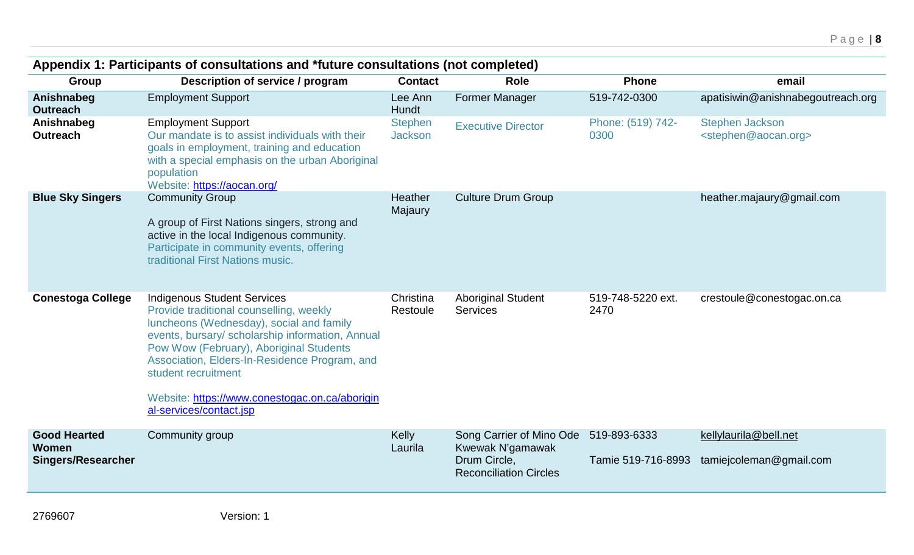## Appendix 1: Participants of consultations and *future consultations (not completed)

| Group | Description of service / program | Contact | Role | Phone | email |
|---|---|---|---|---|---|
| **Anishnabeg Outreach** | Employment Support | Lee Ann Hundt | Former Manager | 519-742-0300 | apatisiwin@anishnabegoutreach.org |
| **Anishnabeg Outreach** | Employment Support<br>Our mandate is to assist individuals with their goals in employment, training and education with a special emphasis on the urban Aboriginal population<br>Website: https://aocan.org/ | Stephen Jackson | Executive Director | Phone: (519) 742-0300 | Stephen Jackson <stephen@aocan.org> |
| **Blue Sky Singers** | Community Group<br><br>A group of First Nations singers, strong and active in the local Indigenous community. Participate in community events, offering traditional First Nations music. | Heather Majaury | Culture Drum Group | | heather.majaury@gmail.com |
| **Conestoga College** | Indigenous Student Services<br>Provide traditional counselling, weekly luncheons (Wednesday), social and family events, bursary/ scholarship information, Annual Pow Wow (February), Aboriginal Students Association, Elders-In-Residence Program, and student recruitment<br><br>Website: https://www.conestogac.on.ca/aboriginal-services/contact.jsp | Christina Restoule | Aboriginal Student Services | 519-748-5220 ext. 2470 | crestoule@conestogac.on.ca |
| **Good Hearted Women Singers/Researcher** | Community group | Kelly Laurila | Song Carrier of Mino Ode Kwewak N'gamawak Drum Circle, Reconciliation Circles | 519-893-6333<br><br>Tamie 519-716-8993 | kellylaurila@bell.net<br><br>tamiejcoleman@gmail.com |

2769607 Version: 1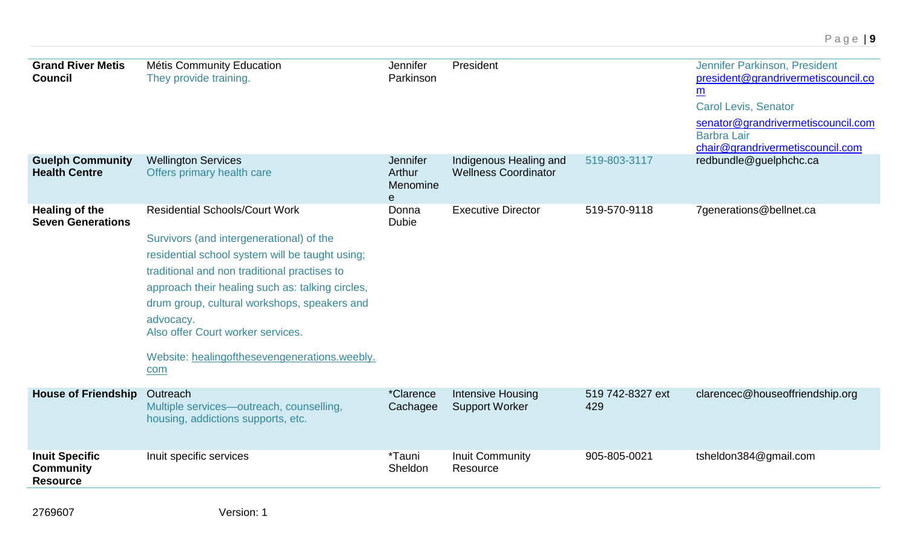| | | | | | |
|---|---|---|---|---|---|
| **Grand River Metis Council** | Métis Community Education<br>They provide training. | Jennifer Parkinson | President | | Jennifer Parkinson, President<br>president@grandrivermetiscouncil.com<br>Carol Levis, Senator<br>senator@grandrivermetiscouncil.com<br>Barbra Lair<br>chair@grandrivermetiscouncil.com |
| **Guelph Community Health Centre** | Wellington Services<br>Offers primary health care | Jennifer Arthur Menominee | Indigenous Healing and Wellness Coordinator | 519-803-3117 | redbundle@guelphchc.ca |
| **Healing of the Seven Generations** | Residential Schools/Court Work<br>Survivors (and intergenerational) of the residential school system will be taught using; traditional and non traditional practises to approach their healing such as: talking circles, drum group, cultural workshops, speakers and advocacy.<br>Also offer Court worker services.<br>Website: healingofthesevengenerations.weebly.com | Donna Dubie | Executive Director | 519-570-9118 | 7generations@bellnet.ca |
| **House of Friendship** | Outreach<br>Multiple services—outreach, counselling, housing, addictions supports, etc. | *Clarence Cachagee | Intensive Housing Support Worker | 519 742-8327 ext 429 | clarencec@houseoffriendship.org |
| **Inuit Specific Community Resource** | Inuit specific services | *Tauni Sheldon | Inuit Community Resource | 905-805-0021 | tsheldon384@gmail.com |

2769607 Version: 1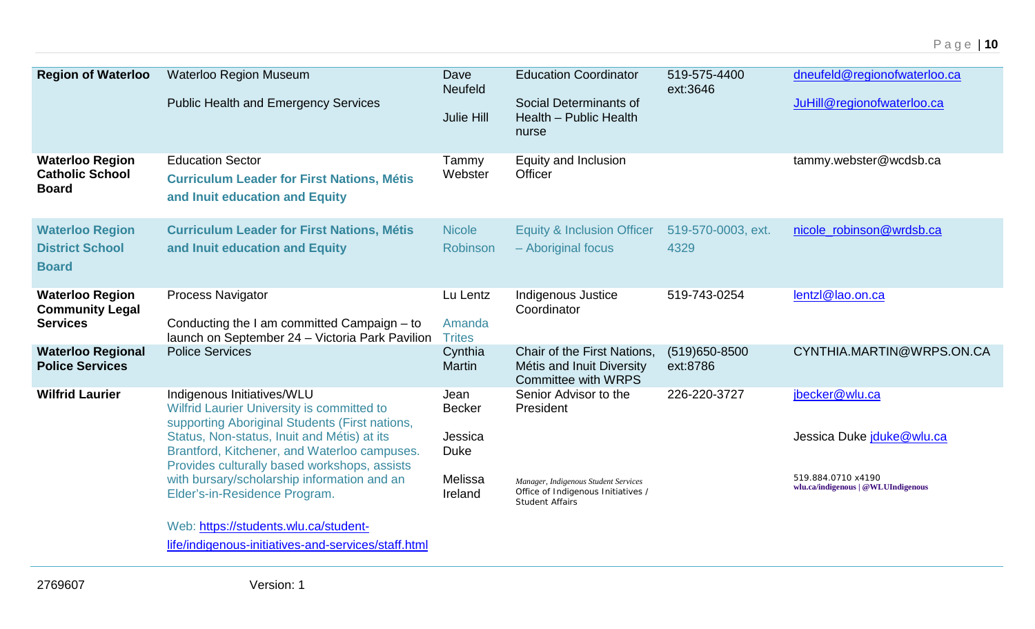| | | | | | |
|---|---|---|---|---|---|
| **Region of Waterloo** | Waterloo Region Museum<br><br>Public Health and Emergency Services | Dave Neufeld<br><br>Julie Hill | Education Coordinator<br><br>Social Determinants of Health – Public Health nurse | 519-575-4400 ext:3646 | dneufeld@regionofwaterloo.ca<br><br>JuHill@regionofwaterloo.ca |
| **Waterloo Region Catholic School Board** | Education Sector<br>**Curriculum Leader for First Nations, Métis and Inuit education and Equity** | Tammy Webster | Equity and Inclusion Officer | | tammy.webster@wcdsb.ca |
| **Waterloo Region District School Board** | **Curriculum Leader for First Nations, Métis and Inuit education and Equity** | Nicole Robinson | Equity & Inclusion Officer – Aboriginal focus | 519-570-0003, ext. 4329 | nicole_robinson@wrdsb.ca |
| **Waterloo Region Community Legal Services** | Process Navigator<br><br>Conducting the I am committed Campaign – to launch on September 24 – Victoria Park Pavilion | Lu Lentz<br><br>Amanda Trites | Indigenous Justice Coordinator | 519-743-0254 | lentzl@lao.on.ca |
| **Waterloo Regional Police Services** | Police Services | Cynthia Martin | Chair of the First Nations, Métis and Inuit Diversity Committee with WRPS | (519)650-8500 ext:8786 | CYNTHIA.MARTIN@WRPS.ON.CA |
| **Wilfrid Laurier** | Indigenous Initiatives/WLU<br>Wilfrid Laurier University is committed to supporting Aboriginal Students (First nations, Status, Non-status, Inuit and Métis) at its Brantford, Kitchener, and Waterloo campuses. Provides culturally based workshops, assists with bursary/scholarship information and an Elder's-in-Residence Program.<br><br>Web: https://students.wlu.ca/student-life/indigenous-initiatives-and-services/staff.html | Jean Becker<br><br>Jessica Duke<br><br>Melissa Ireland | Senior Advisor to the President<br><br><br><br>*Manager, Indigenous Student Services*<br>Office of Indigenous Initiatives / Student Affairs | 226-220-3727 | jbecker@wlu.ca<br><br>Jessica Duke jduke@wlu.ca<br><br>519.884.0710 x4190<br>**wlu.ca/indigenous \| @WLUIndigenous** |

2769607 Version: 1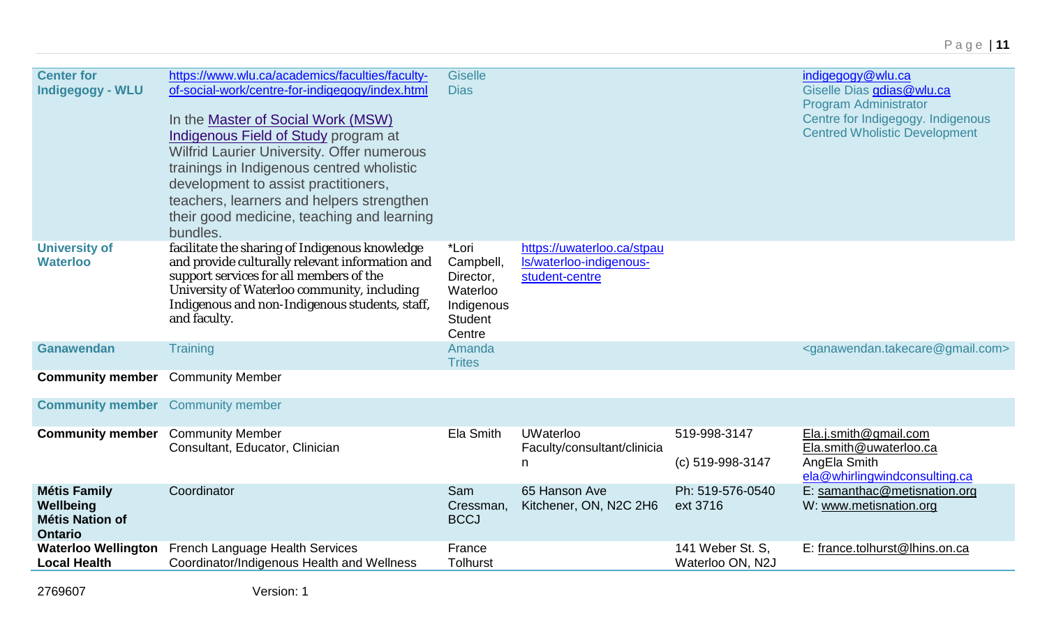| | | | | | |
|---|---|---|---|---|---|
| **Center for Indigegogy - WLU** | https://www.wlu.ca/academics/faculties/faculty-of-social-work/centre-for-indigegogy/index.html<br><br>In the Master of Social Work (MSW) Indigenous Field of Study program at Wilfrid Laurier University. Offer numerous trainings in Indigenous centred wholistic development to assist practitioners, teachers, learners and helpers strengthen their good medicine, teaching and learning bundles. | Giselle Dias | | | indigegogy@wlu.ca<br>Giselle Dias gdias@wlu.ca<br>Program Administrator<br>Centre for Indigegogy. Indigenous Centred Wholistic Development |
| **University of Waterloo** | facilitate the sharing of Indigenous knowledge and provide culturally relevant information and support services for all members of the University of Waterloo community, including Indigenous and non-Indigenous students, staff, and faculty. | *Lori Campbell, Director, Waterloo Indigenous Student Centre | https://uwaterloo.ca/stpauls/waterloo-indigenous-student-centre | | |
| **Ganawendan** | Training | Amanda Trites | | | <ganawendan.takecare@gmail.com> |
| **Community member** | Community Member | | | | |
| **Community member** | Community member | | | | |
| **Community member** | Community Member<br>Consultant, Educator, Clinician | Ela Smith | UWaterloo Faculty/consultant/clinician | 519-998-3147<br><br>(c) 519-998-3147 | Ela.j.smith@gmail.com<br>Ela.smith@uwaterloo.ca<br>AngEla Smith<br>ela@whirlingwindconsulting.ca |
| **Métis Family Wellbeing Métis Nation of Ontario** | Coordinator | Sam Cressman, BCCJ | 65 Hanson Ave Kitchener, ON, N2C 2H6 | Ph: 519-576-0540 ext 3716 | E: samanthac@metisnation.org<br>W: www.metisnation.org |
| **Waterloo Wellington Local Health** | French Language Health Services Coordinator/Indigenous Health and Wellness | France Tolhurst | | 141 Weber St. S, Waterloo ON, N2J | E: france.tolhurst@lhins.on.ca |

2769607 Version: 1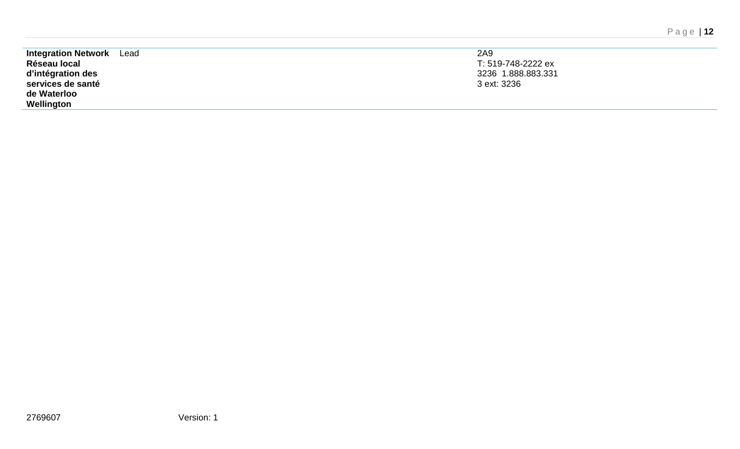| | | | |
|---|---|---|---|
| **Integration Network Réseau local d'intégration des services de santé de Waterloo Wellington** | Lead | | 2A9<br>T: 519-748-2222 ex 3236 1.888.883.3313 ext: 3236 |

2769607 Version: 1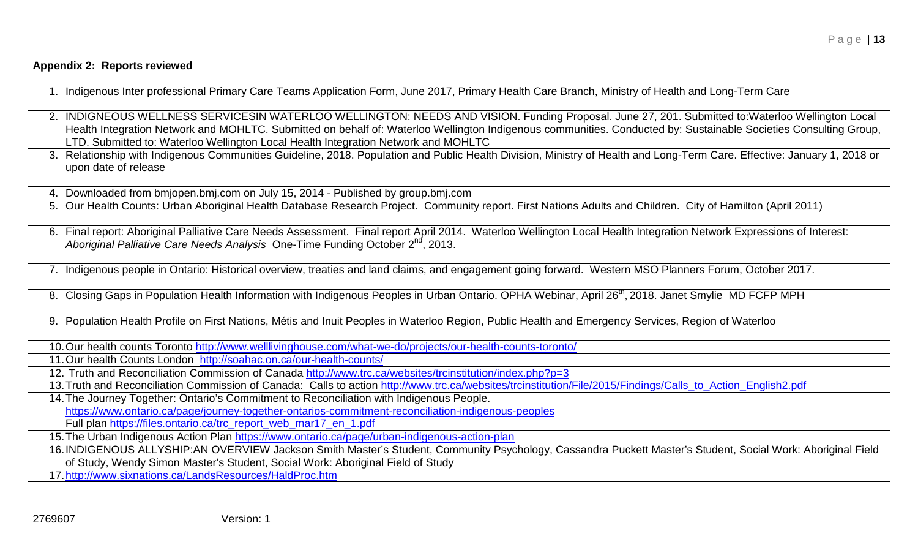**Appendix 2: Reports reviewed**

1. Indigenous Inter professional Primary Care Teams Application Form, June 2017, Primary Health Care Branch, Ministry of Health and Long-Term Care
2. INDIGNEOUS WELLNESS SERVICESIN WATERLOO WELLINGTON: NEEDS AND VISION. Funding Proposal. June 27, 201. Submitted to:Waterloo Wellington Local Health Integration Network and MOHLTC. Submitted on behalf of: Waterloo Wellington Indigenous communities. Conducted by: Sustainable Societies Consulting Group, LTD. Submitted to: Waterloo Wellington Local Health Integration Network and MOHLTC
3. Relationship with Indigenous Communities Guideline, 2018. Population and Public Health Division, Ministry of Health and Long-Term Care. Effective: January 1, 2018 or upon date of release
4. Downloaded from bmjopen.bmj.com on July 15, 2014 - Published by group.bmj.com
5. Our Health Counts: Urban Aboriginal Health Database Research Project. Community report. First Nations Adults and Children. City of Hamilton (April 2011)
6. Final report: Aboriginal Palliative Care Needs Assessment. Final report April 2014. Waterloo Wellington Local Health Integration Network Expressions of Interest: *Aboriginal Palliative Care Needs Analysis* One-Time Funding October 2nd, 2013.
7. Indigenous people in Ontario: Historical overview, treaties and land claims, and engagement going forward. Western MSO Planners Forum, October 2017.
8. Closing Gaps in Population Health Information with Indigenous Peoples in Urban Ontario. OPHA Webinar, April 26th, 2018. Janet Smylie MD FCFP MPH
9. Population Health Profile on First Nations, Métis and Inuit Peoples in Waterloo Region, Public Health and Emergency Services, Region of Waterloo
10. Our health counts Toronto http://www.wellivinghouse.com/what-we-do/projects/our-health-counts-toronto/
11. Our health Counts London http://soahac.on.ca/our-health-counts/
12. Truth and Reconciliation Commission of Canada http://www.trc.ca/websites/trcinstitution/index.php?p=3
13. Truth and Reconciliation Commission of Canada: Calls to action http://www.trc.ca/websites/trcinstitution/File/2015/Findings/Calls_to_Action_English2.pdf
14. The Journey Together: Ontario's Commitment to Reconciliation with Indigenous People.
    https://www.ontario.ca/page/journey-together-ontarios-commitment-reconciliation-indigenous-peoples
    Full plan https://files.ontario.ca/trc_report_web_mar17_en_1.pdf
15. The Urban Indigenous Action Plan https://www.ontario.ca/page/urban-indigenous-action-plan
16. INDIGENOUS ALLYSHIP:AN OVERVIEW Jackson Smith Master's Student, Community Psychology, Cassandra Puckett Master's Student, Social Work: Aboriginal Field of Study, Wendy Simon Master's Student, Social Work: Aboriginal Field of Study
17. http://www.sixnations.ca/LandsResources/HaldProc.htm

2769607 Version: 1